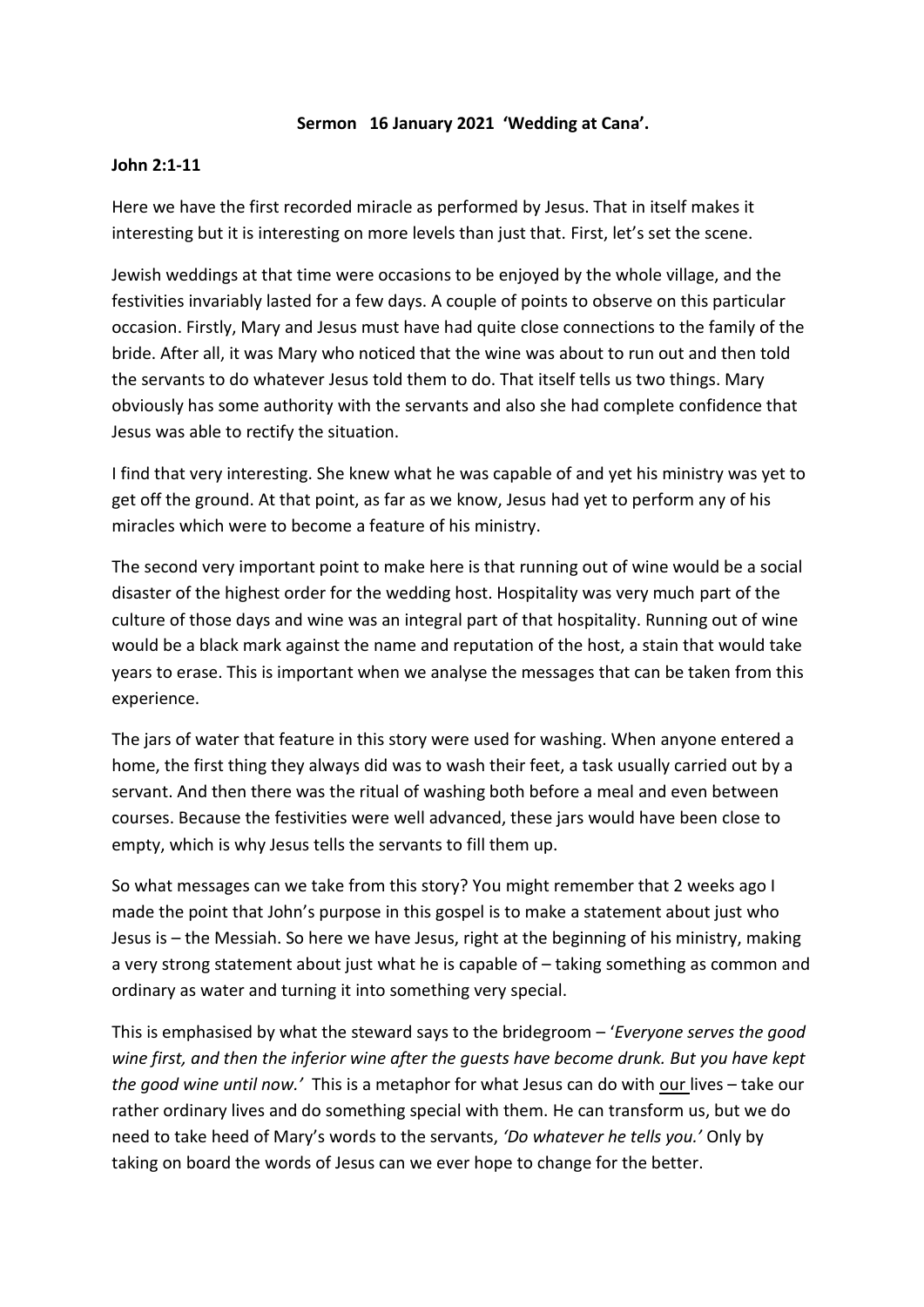**Sermon 16 January 2021 'Wedding at Cana'.**

**John 2:1-11**

Here we have the first recorded miracle as performed by Jesus. That in itself makes it interesting but it is interesting on more levels than just that. First, let's set the scene.

Jewish weddings at that time were occasions to be enjoyed by the whole village, and the festivities invariably lasted for a few days. A couple of points to observe on this particular occasion. Firstly, Mary and Jesus must have had quite close connections to the family of the bride. After all, it was Mary who noticed that the wine was about to run out and then told the servants to do whatever Jesus told them to do. That itself tells us two things. Mary obviously has some authority with the servants and also she had complete confidence that Jesus was able to rectify the situation.

I find that very interesting. She knew what he was capable of and yet his ministry was yet to get off the ground. At that point, as far as we know, Jesus had yet to perform any of his miracles which were to become a feature of his ministry.

The second very important point to make here is that running out of wine would be a social disaster of the highest order for the wedding host. Hospitality was very much part of the culture of those days and wine was an integral part of that hospitality. Running out of wine would be a black mark against the name and reputation of the host, a stain that would take years to erase. This is important when we analyse the messages that can be taken from this experience.

The jars of water that feature in this story were used for washing. When anyone entered a home, the first thing they always did was to wash their feet, a task usually carried out by a servant. And then there was the ritual of washing both before a meal and even between courses. Because the festivities were well advanced, these jars would have been close to empty, which is why Jesus tells the servants to fill them up.

So what messages can we take from this story? You might remember that 2 weeks ago I made the point that John's purpose in this gospel is to make a statement about just who Jesus is – the Messiah. So here we have Jesus, right at the beginning of his ministry, making a very strong statement about just what he is capable of – taking something as common and ordinary as water and turning it into something very special.

This is emphasised by what the steward says to the bridegroom – '*Everyone serves the good wine first, and then the inferior wine after the guests have become drunk. But you have kept the good wine until now.'* This is a metaphor for what Jesus can do with <u>our</u> lives – take our rather ordinary lives and do something special with them. He can transform us, but we do need to take heed of Mary's words to the servants, *'Do whatever he tells you.'* Only by taking on board the words of Jesus can we ever hope to change for the better.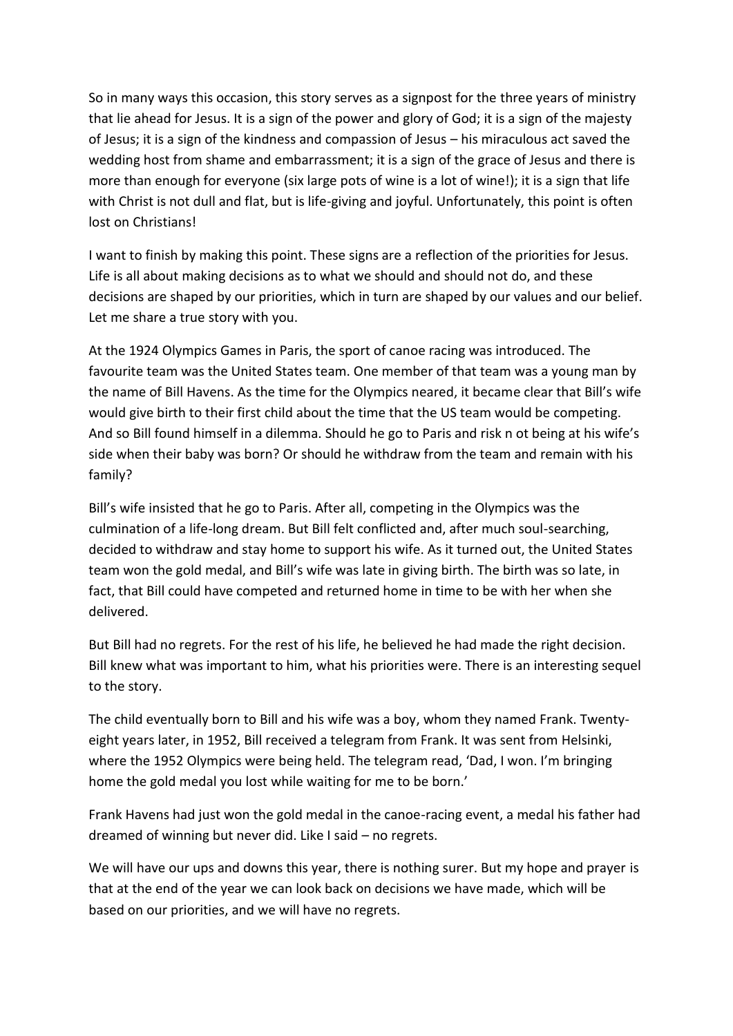So in many ways this occasion, this story serves as a signpost for the three years of ministry that lie ahead for Jesus. It is a sign of the power and glory of God; it is a sign of the majesty of Jesus; it is a sign of the kindness and compassion of Jesus – his miraculous act saved the wedding host from shame and embarrassment; it is a sign of the grace of Jesus and there is more than enough for everyone (six large pots of wine is a lot of wine!); it is a sign that life with Christ is not dull and flat, but is life-giving and joyful. Unfortunately, this point is often lost on Christians!

I want to finish by making this point. These signs are a reflection of the priorities for Jesus. Life is all about making decisions as to what we should and should not do, and these decisions are shaped by our priorities, which in turn are shaped by our values and our belief. Let me share a true story with you.

At the 1924 Olympics Games in Paris, the sport of canoe racing was introduced. The favourite team was the United States team. One member of that team was a young man by the name of Bill Havens. As the time for the Olympics neared, it became clear that Bill's wife would give birth to their first child about the time that the US team would be competing. And so Bill found himself in a dilemma. Should he go to Paris and risk n ot being at his wife's side when their baby was born? Or should he withdraw from the team and remain with his family?

Bill's wife insisted that he go to Paris. After all, competing in the Olympics was the culmination of a life-long dream. But Bill felt conflicted and, after much soul-searching, decided to withdraw and stay home to support his wife. As it turned out, the United States team won the gold medal, and Bill's wife was late in giving birth. The birth was so late, in fact, that Bill could have competed and returned home in time to be with her when she delivered.

But Bill had no regrets. For the rest of his life, he believed he had made the right decision. Bill knew what was important to him, what his priorities were. There is an interesting sequel to the story.

The child eventually born to Bill and his wife was a boy, whom they named Frank. Twenty-eight years later, in 1952, Bill received a telegram from Frank. It was sent from Helsinki, where the 1952 Olympics were being held. The telegram read, 'Dad, I won. I'm bringing home the gold medal you lost while waiting for me to be born.'

Frank Havens had just won the gold medal in the canoe-racing event, a medal his father had dreamed of winning but never did. Like I said – no regrets.

We will have our ups and downs this year, there is nothing surer. But my hope and prayer is that at the end of the year we can look back on decisions we have made, which will be based on our priorities, and we will have no regrets.